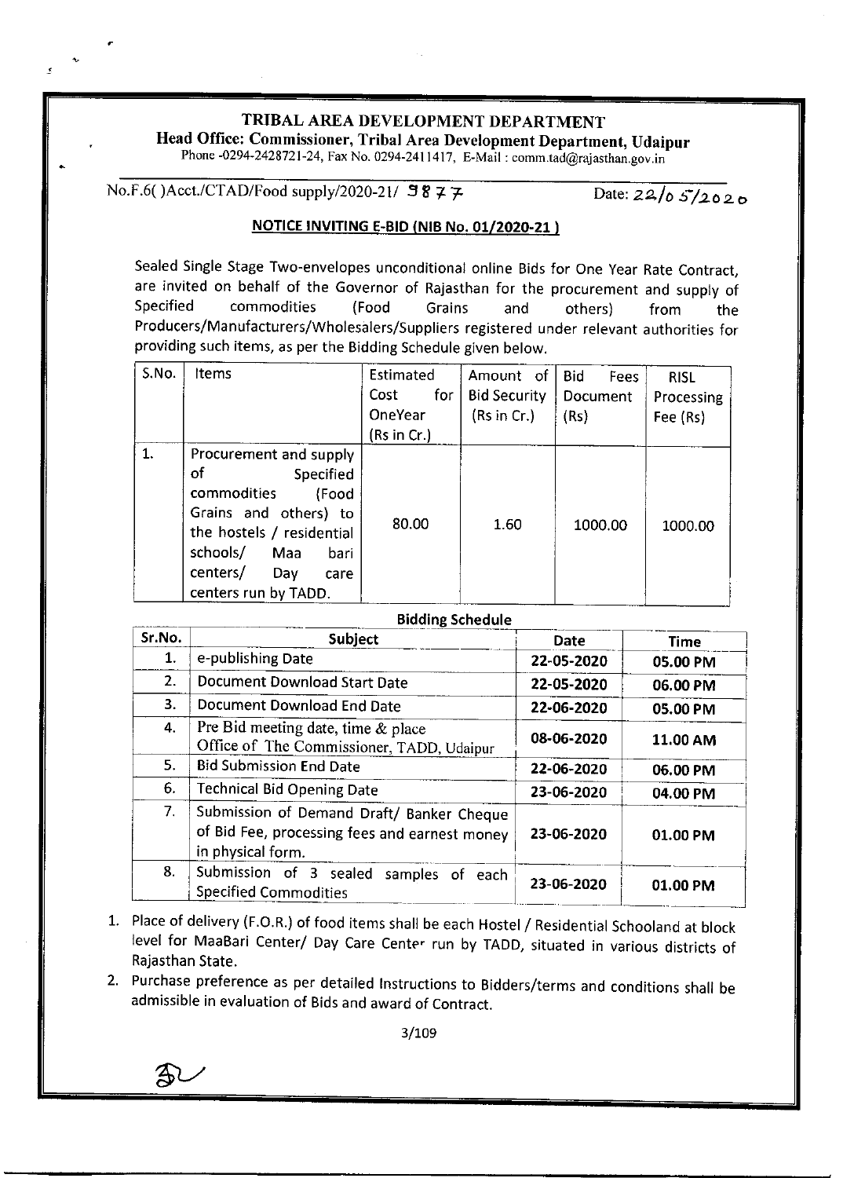# TRIBAL AREA DEVELOPMENT DEPARTMENT

**Head Office: Commissioner, Tribal Area Development Department, Udaipur**

Phone -0294-2428721-24, Fax No. 0294-2411417, E-Mail : comm.tad@rajasthan.gov.in

No.F.6( )Acct./CTAD/Food supply/2020-21/ 3877 Date: 22/05/2020

## NOTICE INVITING E-BID (NIB No. 01/2020-21 )

Sealed Single Stage Two-envelopes unconditional online Bids for One Year Rate Contract, are invited on behalf of the Governor of Rajasthan for the procurement and supply of Specified commodities (Food Grains and others) from the Producers/Manufacturers/Wholesalers/Suppliers registered under relevant authorities for providing such items, as per the Bidding Schedule given below.

| S.No. | Items | Estimated Cost for OneYear (Rs in Cr.) | Amount of Bid Security (Rs in Cr.) | Bid Fees Document (Rs) | RISL Processing Fee (Rs) |
|---|---|---|---|---|---|
| 1. | Procurement and supply of Specified commodities (Food Grains and others) to the hostels / residential schools/ Maa bari centers/ Day care centers run by TADD. | 80.00 | 1.60 | 1000.00 | 1000.00 |

**Bidding Schedule**

| Sr.No. | Subject | Date | Time |
|---|---|---|---|
| 1. | e-publishing Date | 22-05-2020 | 05.00 PM |
| 2. | Document Download Start Date | 22-05-2020 | 06.00 PM |
| 3. | Document Download End Date | 22-06-2020 | 05.00 PM |
| 4. | Pre Bid meeting date, time & place Office of The Commissioner, TADD, Udaipur | 08-06-2020 | 11.00 AM |
| 5. | Bid Submission End Date | 22-06-2020 | 06.00 PM |
| 6. | Technical Bid Opening Date | 23-06-2020 | 04.00 PM |
| 7. | Submission of Demand Draft/ Banker Cheque of Bid Fee, processing fees and earnest money in physical form. | 23-06-2020 | 01.00 PM |
| 8. | Submission of 3 sealed samples of each Specified Commodities | 23-06-2020 | 01.00 PM |

1. Place of delivery (F.O.R.) of food items shall be each Hostel / Residential Schooland at block level for MaaBari Center/ Day Care Center run by TADD, situated in various districts of Rajasthan State.
2. Purchase preference as per detailed Instructions to Bidders/terms and conditions shall be admissible in evaluation of Bids and award of Contract.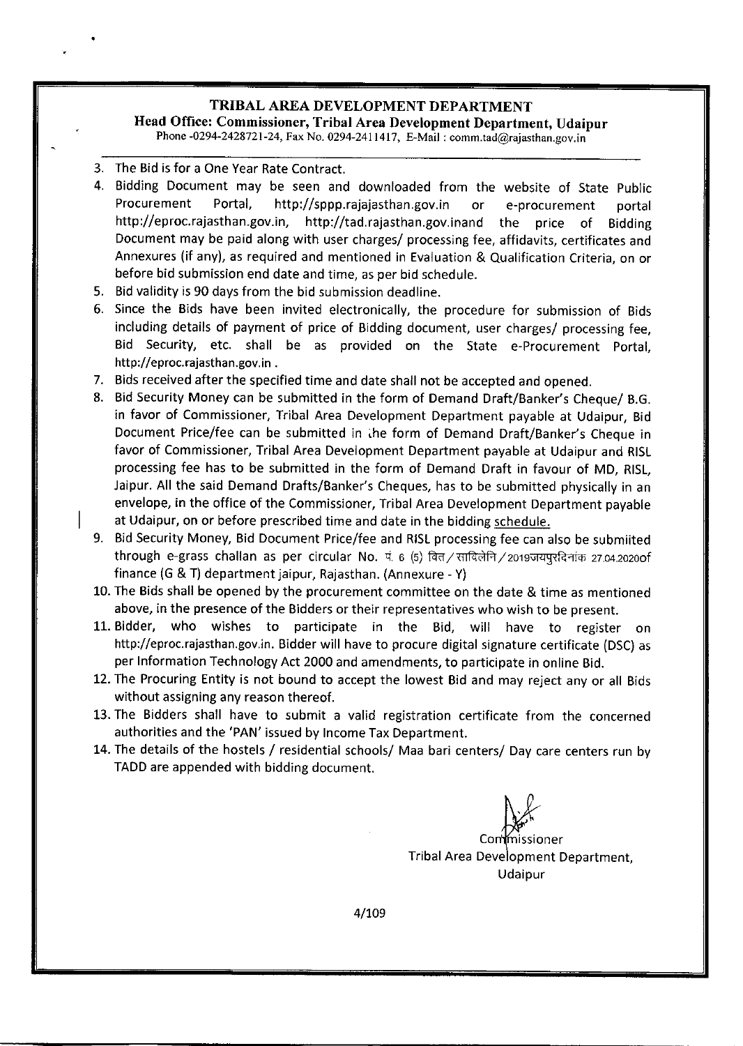**TRIBAL AREA DEVELOPMENT DEPARTMENT**

**Head Office: Commissioner, Tribal Area Development Department, Udaipur**

Phone -0294-2428721-24, Fax No. 0294-2411417, E-Mail : comm.tad@rajasthan.gov.in

3. The Bid is for a One Year Rate Contract.
4. Bidding Document may be seen and downloaded from the website of State Public Procurement Portal, http://sppp.rajajasthan.gov.in or e-procurement portal http://eproc.rajasthan.gov.in, http://tad.rajasthan.gov.inand the price of Bidding Document may be paid along with user charges/ processing fee, affidavits, certificates and Annexures (if any), as required and mentioned in Evaluation & Qualification Criteria, on or before bid submission end date and time, as per bid schedule.
5. Bid validity is 90 days from the bid submission deadline.
6. Since the Bids have been invited electronically, the procedure for submission of Bids including details of payment of price of Bidding document, user charges/ processing fee, Bid Security, etc. shall be as provided on the State e-Procurement Portal, http://eproc.rajasthan.gov.in .
7. Bids received after the specified time and date shall not be accepted and opened.
8. Bid Security Money can be submitted in the form of Demand Draft/Banker's Cheque/ B.G. in favor of Commissioner, Tribal Area Development Department payable at Udaipur, Bid Document Price/fee can be submitted in the form of Demand Draft/Banker's Cheque in favor of Commissioner, Tribal Area Development Department payable at Udaipur and RISL processing fee has to be submitted in the form of Demand Draft in favour of MD, RISL, Jaipur. All the said Demand Drafts/Banker's Cheques, has to be submitted physically in an envelope, in the office of the Commissioner, Tribal Area Development Department payable at Udaipur, on or before prescribed time and date in the bidding schedule.
9. Bid Security Money, Bid Document Price/fee and RISL processing fee can also be submiited through e-grass challan as per circular No. प. 6 (5) वित/सादिलेनि/2019जयपुरदिनांक 27.04.2020of finance (G & T) department jaipur, Rajasthan. (Annexure - Y)
10. The Bids shall be opened by the procurement committee on the date & time as mentioned above, in the presence of the Bidders or their representatives who wish to be present.
11. Bidder, who wishes to participate in the Bid, will have to register on http://eproc.rajasthan.gov.in. Bidder will have to procure digital signature certificate (DSC) as per Information Technology Act 2000 and amendments, to participate in online Bid.
12. The Procuring Entity is not bound to accept the lowest Bid and may reject any or all Bids without assigning any reason thereof.
13. The Bidders shall have to submit a valid registration certificate from the concerned authorities and the 'PAN' issued by Income Tax Department.
14. The details of the hostels / residential schools/ Maa bari centers/ Day care centers run by TADD are appended with bidding document.

Commissioner
Tribal Area Development Department,
Udaipur